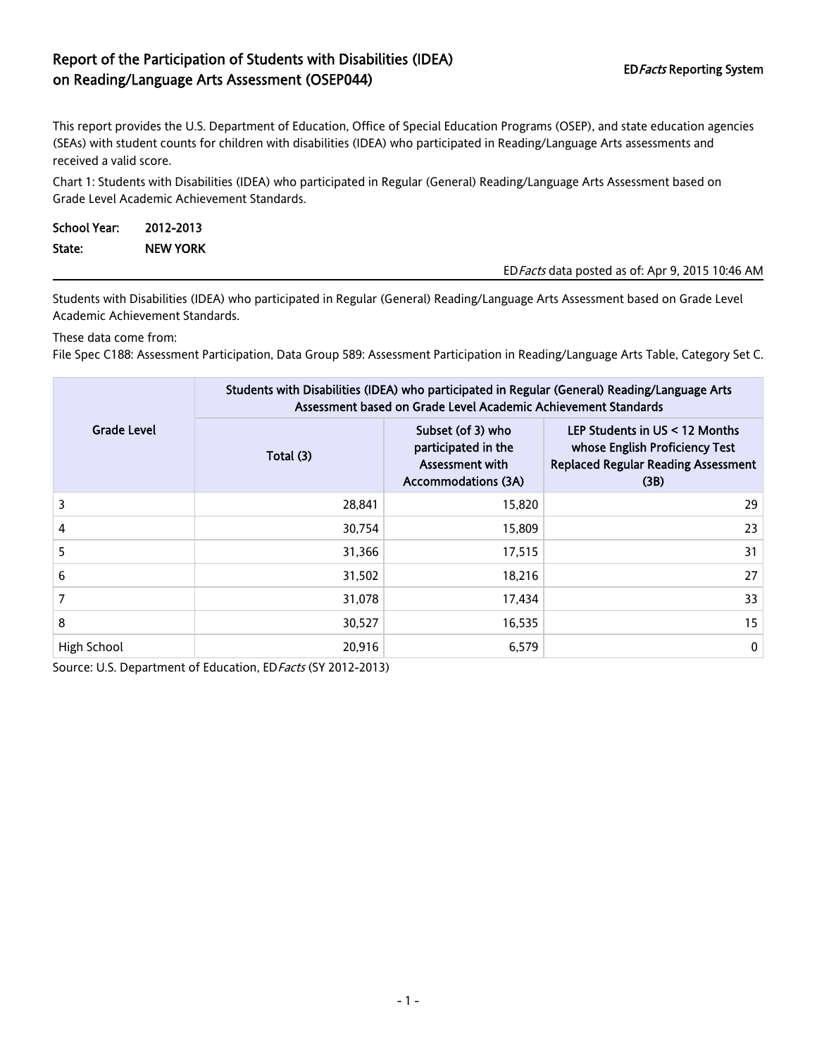# Report of the Participation of Students with Disabilities (IDEA) on Reading/Language Arts Assessment (OSEP044)

ED*Facts* Reporting System

This report provides the U.S. Department of Education, Office of Special Education Programs (OSEP), and state education agencies (SEAs) with student counts for children with disabilities (IDEA) who participated in Reading/Language Arts assessments and received a valid score.

Chart 1: Students with Disabilities (IDEA) who participated in Regular (General) Reading/Language Arts Assessment based on Grade Level Academic Achievement Standards.

**School Year:** **2012-2013**

**State:** **NEW YORK**

ED*Facts* data posted as of: Apr 9, 2015 10:46 AM

Students with Disabilities (IDEA) who participated in Regular (General) Reading/Language Arts Assessment based on Grade Level Academic Achievement Standards.

These data come from:

File Spec C188: Assessment Participation, Data Group 589: Assessment Participation in Reading/Language Arts Table, Category Set C.

| Grade Level | Students with Disabilities (IDEA) who participated in Regular (General) Reading/Language Arts Assessment based on Grade Level Academic Achievement Standards | | |
|---|---|---|---|
| | Total (3) | Subset (of 3) who participated in the Assessment with Accommodations (3A) | LEP Students in US < 12 Months whose English Proficiency Test Replaced Regular Reading Assessment (3B) |
| 3 | 28,841 | 15,820 | 29 |
| 4 | 30,754 | 15,809 | 23 |
| 5 | 31,366 | 17,515 | 31 |
| 6 | 31,502 | 18,216 | 27 |
| 7 | 31,078 | 17,434 | 33 |
| 8 | 30,527 | 16,535 | 15 |
| High School | 20,916 | 6,579 | 0 |

Source: U.S. Department of Education, ED*Facts* (SY 2012-2013)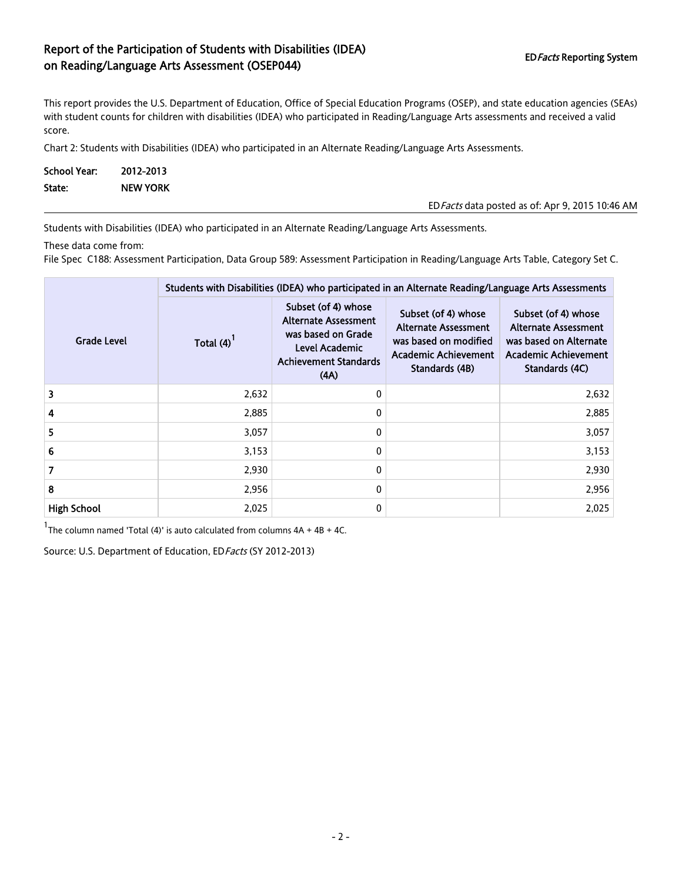# Report of the Participation of Students with Disabilities (IDEA) on Reading/Language Arts Assessment (OSEP044)

ED*Facts* Reporting System

This report provides the U.S. Department of Education, Office of Special Education Programs (OSEP), and state education agencies (SEAs) with student counts for children with disabilities (IDEA) who participated in Reading/Language Arts assessments and received a valid score.

Chart 2: Students with Disabilities (IDEA) who participated in an Alternate Reading/Language Arts Assessments.

**School Year:** 2012-2013

**State:** NEW YORK

ED*Facts* data posted as of: Apr 9, 2015 10:46 AM

Students with Disabilities (IDEA) who participated in an Alternate Reading/Language Arts Assessments.

These data come from:
File Spec C188: Assessment Participation, Data Group 589: Assessment Participation in Reading/Language Arts Table, Category Set C.

| Grade Level | Students with Disabilities (IDEA) who participated in an Alternate Reading/Language Arts Assessments | | | |
|---|---|---|---|---|
| | Total (4)[1] | Subset (of 4) whose Alternate Assessment was based on Grade Level Academic Achievement Standards (4A) | Subset (of 4) whose Alternate Assessment was based on modified Academic Achievement Standards (4B) | Subset (of 4) whose Alternate Assessment was based on Alternate Academic Achievement Standards (4C) |
| 3 | 2,632 | 0 | | 2,632 |
| 4 | 2,885 | 0 | | 2,885 |
| 5 | 3,057 | 0 | | 3,057 |
| 6 | 3,153 | 0 | | 3,153 |
| 7 | 2,930 | 0 | | 2,930 |
| 8 | 2,956 | 0 | | 2,956 |
| High School | 2,025 | 0 | | 2,025 |

[1]The column named 'Total (4)' is auto calculated from columns 4A + 4B + 4C.

Source: U.S. Department of Education, ED*Facts* (SY 2012-2013)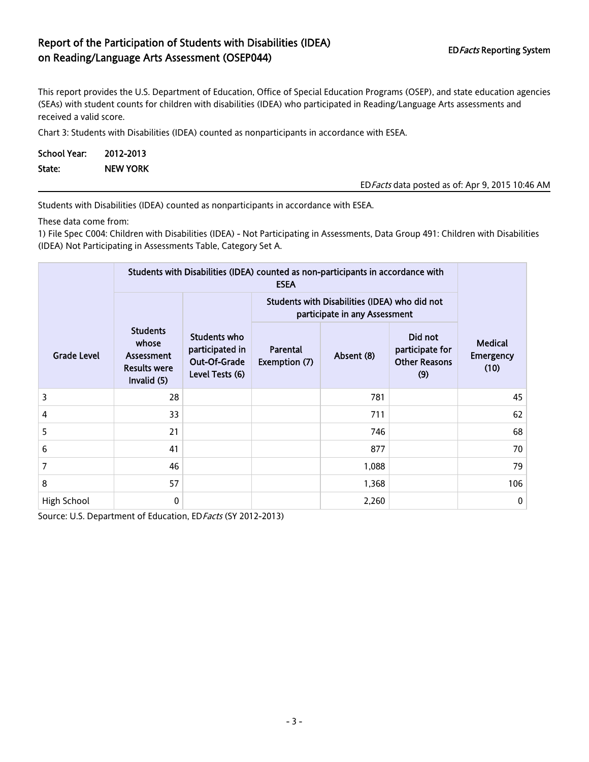# Report of the Participation of Students with Disabilities (IDEA) on Reading/Language Arts Assessment (OSEP044)

ED*Facts* Reporting System

This report provides the U.S. Department of Education, Office of Special Education Programs (OSEP), and state education agencies (SEAs) with student counts for children with disabilities (IDEA) who participated in Reading/Language Arts assessments and received a valid score.

Chart 3: Students with Disabilities (IDEA) counted as nonparticipants in accordance with ESEA.

**School Year:** 2012-2013

**State:** NEW YORK

ED*Facts* data posted as of: Apr 9, 2015 10:46 AM

Students with Disabilities (IDEA) counted as nonparticipants in accordance with ESEA.

These data come from:

1) File Spec C004: Children with Disabilities (IDEA) - Not Participating in Assessments, Data Group 491: Children with Disabilities (IDEA) Not Participating in Assessments Table, Category Set A.

| Grade Level | Students with Disabilities (IDEA) counted as non-participants in accordance with ESEA | | | | | |
|---|---|---|---|---|---|---|
| | | | Students with Disabilities (IDEA) who did not participate in any Assessment | | | |
| | Students whose Assessment Results were Invalid (5) | Students who participated in Out-Of-Grade Level Tests (6) | Parental Exemption (7) | Absent (8) | Did not participate for Other Reasons (9) | Medical Emergency (10) |
| 3 | 28 | | | 781 | | 45 |
| 4 | 33 | | | 711 | | 62 |
| 5 | 21 | | | 746 | | 68 |
| 6 | 41 | | | 877 | | 70 |
| 7 | 46 | | | 1,088 | | 79 |
| 8 | 57 | | | 1,368 | | 106 |
| High School | 0 | | | 2,260 | | 0 |

Source: U.S. Department of Education, ED*Facts* (SY 2012-2013)